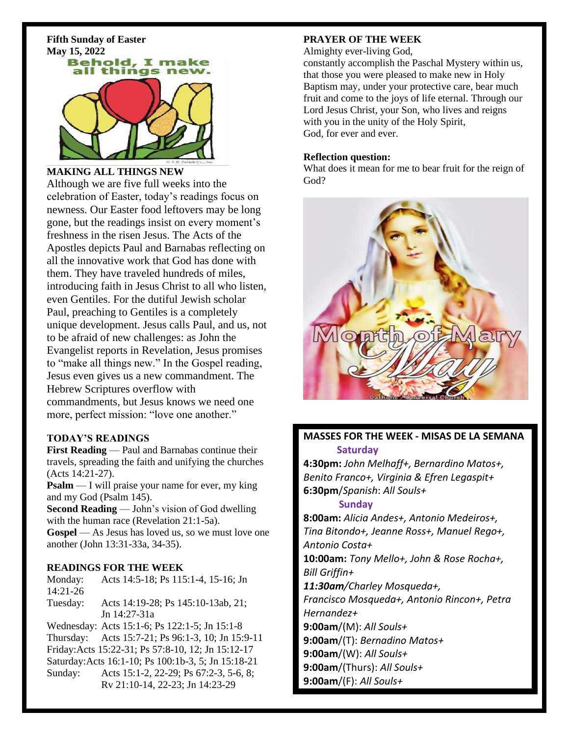**Fifth Sunday of Easter**
**May 15, 2022**

## MAKING ALL THINGS NEW

Although we are five full weeks into the celebration of Easter, today's readings focus on newness. Our Easter food leftovers may be long gone, but the readings insist on every moment's freshness in the risen Jesus. The Acts of the Apostles depicts Paul and Barnabas reflecting on all the innovative work that God has done with them. They have traveled hundreds of miles, introducing faith in Jesus Christ to all who listen, even Gentiles. For the dutiful Jewish scholar Paul, preaching to Gentiles is a completely unique development. Jesus calls Paul, and us, not to be afraid of new challenges: as John the Evangelist reports in Revelation, Jesus promises to "make all things new." In the Gospel reading, Jesus even gives us a new commandment. The Hebrew Scriptures overflow with commandments, but Jesus knows we need one more, perfect mission: "love one another."

## TODAY'S READINGS

**First Reading** — Paul and Barnabas continue their travels, spreading the faith and unifying the churches (Acts 14:21-27).

**Psalm** — I will praise your name for ever, my king and my God (Psalm 145).

**Second Reading** — John's vision of God dwelling with the human race (Revelation 21:1-5a).

**Gospel** — As Jesus has loved us, so we must love one another (John 13:31-33a, 34-35).

## READINGS FOR THE WEEK

Monday: Acts 14:5-18; Ps 115:1-4, 15-16; Jn 14:21-26
Tuesday: Acts 14:19-28; Ps 145:10-13ab, 21; Jn 14:27-31a
Wednesday: Acts 15:1-6; Ps 122:1-5; Jn 15:1-8
Thursday: Acts 15:7-21; Ps 96:1-3, 10; Jn 15:9-11
Friday: Acts 15:22-31; Ps 57:8-10, 12; Jn 15:12-17
Saturday: Acts 16:1-10; Ps 100:1b-3, 5; Jn 15:18-21
Sunday: Acts 15:1-2, 22-29; Ps 67:2-3, 5-6, 8; Rv 21:10-14, 22-23; Jn 14:23-29

## PRAYER OF THE WEEK

Almighty ever-living God,
constantly accomplish the Paschal Mystery within us, that those you were pleased to make new in Holy Baptism may, under your protective care, bear much fruit and come to the joys of life eternal. Through our Lord Jesus Christ, your Son, who lives and reigns with you in the unity of the Holy Spirit,
God, for ever and ever.

**Reflection question:**
What does it mean for me to bear fruit for the reign of God?

## MASSES FOR THE WEEK - MISAS DE LA SEMANA

**Saturday**

**4:30pm:** *John Melhaff+, Bernardino Matos+, Benito Franco+, Virginia & Efren Legaspit+*
**6:30pm**/*Spanish*: *All Souls+*

**Sunday**

**8:00am:** *Alicia Andes+, Antonio Medeiros+, Tina Bitondo+, Jeanne Ross+, Manuel Rego+, Antonio Costa+*
**10:00am:** *Tony Mello+, John & Rose Rocha+, Bill Griffin+*
***11:30am****/Charley Mosqueda+, Francisco Mosqueda+, Antonio Rincon+, Petra Hernandez+*
**9:00am**/(M): *All Souls+*
**9:00am**/(T): *Bernadino Matos+*
**9:00am**/(W): *All Souls+*
**9:00am**/(Thurs): *All Souls+*
**9:00am**/(F): *All Souls+*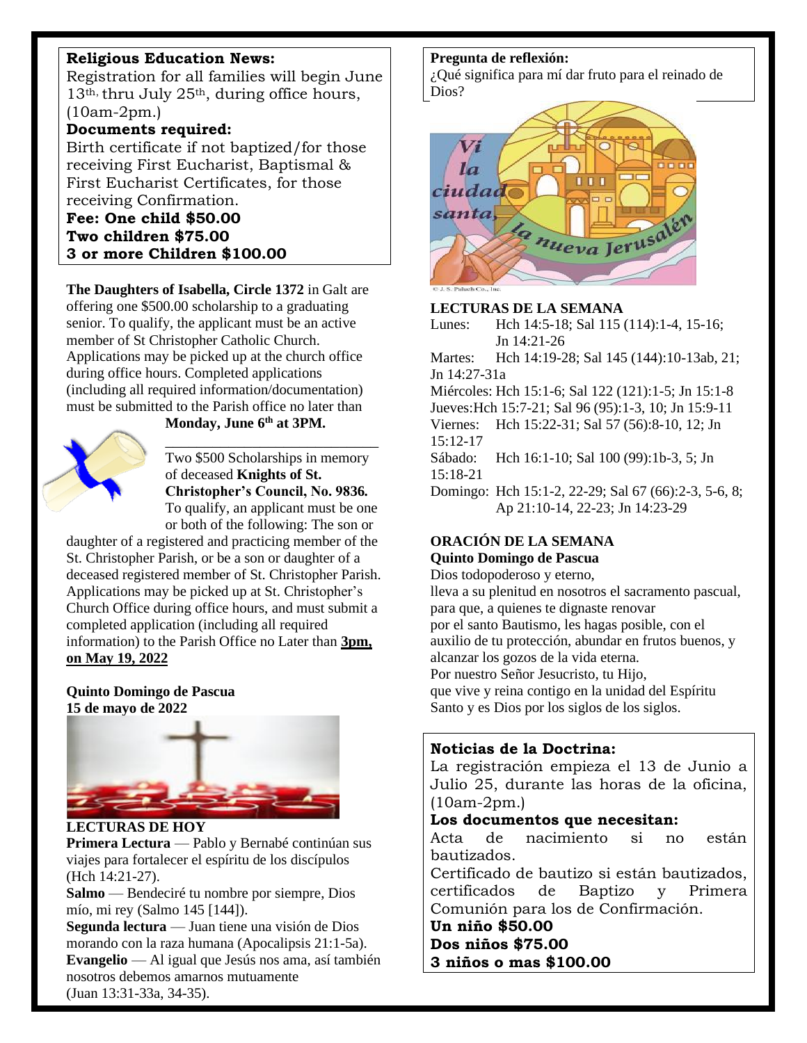**Religious Education News:**
Registration for all families will begin June 13th, thru July 25th, during office hours, (10am-2pm.)

**Documents required:**
Birth certificate if not baptized/for those receiving First Eucharist, Baptismal & First Eucharist Certificates, for those receiving Confirmation.

**Fee: One child $50.00**
**Two children $75.00**
**3 or more Children $100.00**

**The Daughters of Isabella, Circle 1372** in Galt are offering one $500.00 scholarship to a graduating senior. To qualify, the applicant must be an active member of St Christopher Catholic Church. Applications may be picked up at the church office during office hours. Completed applications (including all required information/documentation) must be submitted to the Parish office no later than **Monday, June 6th at 3PM.**

---

Two $500 Scholarships in memory of deceased **Knights of St. Christopher's Council, No. 9836.** To qualify, an applicant must be one or both of the following: The son or daughter of a registered and practicing member of the St. Christopher Parish, or be a son or daughter of a deceased registered member of St. Christopher Parish. Applications may be picked up at St. Christopher's Church Office during office hours, and must submit a completed application (including all required information) to the Parish Office no Later than **3pm, on May 19, 2022**

**Quinto Domingo de Pascua**
**15 de mayo de 2022**

**LECTURAS DE HOY**

**Primera Lectura** — Pablo y Bernabé continúan sus viajes para fortalecer el espíritu de los discípulos (Hch 14:21-27).

**Salmo** — Bendeciré tu nombre por siempre, Dios mío, mi rey (Salmo 145 [144]).

**Segunda lectura** — Juan tiene una visión de Dios morando con la raza humana (Apocalipsis 21:1-5a).

**Evangelio** — Al igual que Jesús nos ama, así también nosotros debemos amarnos mutuamente (Juan 13:31-33a, 34-35).

**Pregunta de reflexión:**
¿Qué significa para mí dar fruto para el reinado de Dios?

**LECTURAS DE LA SEMANA**

Lunes: Hch 14:5-18; Sal 115 (114):1-4, 15-16; Jn 14:21-26
Martes: Hch 14:19-28; Sal 145 (144):10-13ab, 21; Jn 14:27-31a
Miércoles: Hch 15:1-6; Sal 122 (121):1-5; Jn 15:1-8
Jueves: Hch 15:7-21; Sal 96 (95):1-3, 10; Jn 15:9-11
Viernes: Hch 15:22-31; Sal 57 (56):8-10, 12; Jn 15:12-17
Sábado: Hch 16:1-10; Sal 100 (99):1b-3, 5; Jn 15:18-21
Domingo: Hch 15:1-2, 22-29; Sal 67 (66):2-3, 5-6, 8; Ap 21:10-14, 22-23; Jn 14:23-29

**ORACIÓN DE LA SEMANA**
**Quinto Domingo de Pascua**

Dios todopoderoso y eterno,
lleva a su plenitud en nosotros el sacramento pascual,
para que, a quienes te dignaste renovar
por el santo Bautismo, les hagas posible, con el auxilio de tu protección, abundar en frutos buenos, y alcanzar los gozos de la vida eterna.
Por nuestro Señor Jesucristo, tu Hijo,
que vive y reina contigo en la unidad del Espíritu Santo y es Dios por los siglos de los siglos.

**Noticias de la Doctrina:**
La registración empieza el 13 de Junio a Julio 25, durante las horas de la oficina, (10am-2pm.)

**Los documentos que necesitan:**
Acta de nacimiento si no están bautizados.
Certificado de bautizo si están bautizados, certificados de Baptizo y Primera Comunión para los de Confirmación.

**Un niño $50.00**
**Dos niños $75.00**
**3 niños o mas $100.00**